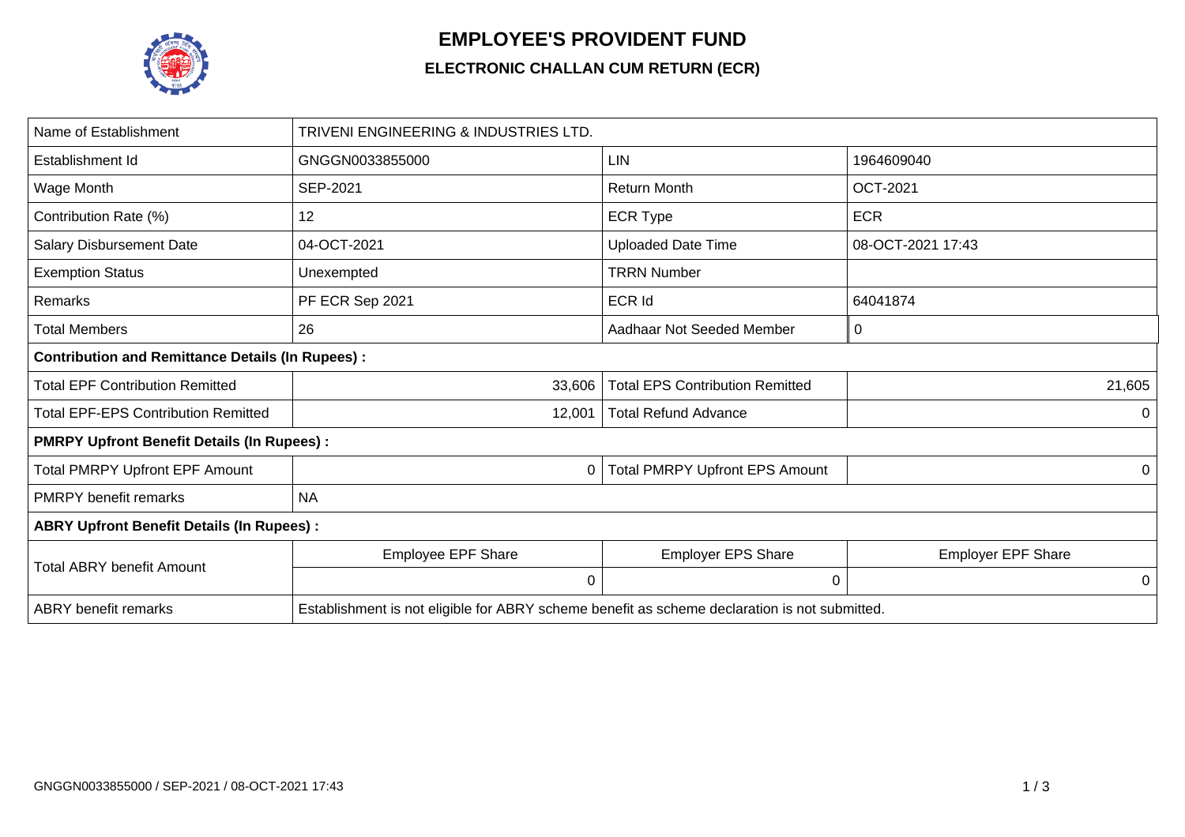# EMPLOYEE'S PROVIDENT FUND

## ELECTRONIC CHALLAN CUM RETURN (ECR)

| Name of Establishment | TRIVENI ENGINEERING & INDUSTRIES LTD. | | |
|---|---|---|---|
| Establishment Id | GNGGN0033855000 | LIN | 1964609040 |
| Wage Month | SEP-2021 | Return Month | OCT-2021 |
| Contribution Rate (%) | 12 | ECR Type | ECR |
| Salary Disbursement Date | 04-OCT-2021 | Uploaded Date Time | 08-OCT-2021 17:43 |
| Exemption Status | Unexempted | TRRN Number | |
| Remarks | PF ECR Sep 2021 | ECR Id | 64041874 |
| Total Members | 26 | Aadhaar Not Seeded Member | 0 |
| **Contribution and Remittance Details (In Rupees) :** | | | |
| Total EPF Contribution Remitted | 33,606 | Total EPS Contribution Remitted | 21,605 |
| Total EPF-EPS Contribution Remitted | 12,001 | Total Refund Advance | 0 |
| **PMRPY Upfront Benefit Details (In Rupees) :** | | | |
| Total PMRPY Upfront EPF Amount | 0 | Total PMRPY Upfront EPS Amount | 0 |
| PMRPY benefit remarks | NA | | |
| **ABRY Upfront Benefit Details (In Rupees) :** | | | |
| Total ABRY benefit Amount | Employee EPF Share | Employer EPS Share | Employer EPF Share |
| | 0 | 0 | 0 |
| ABRY benefit remarks | Establishment is not eligible for ABRY scheme benefit as scheme declaration is not submitted. | | |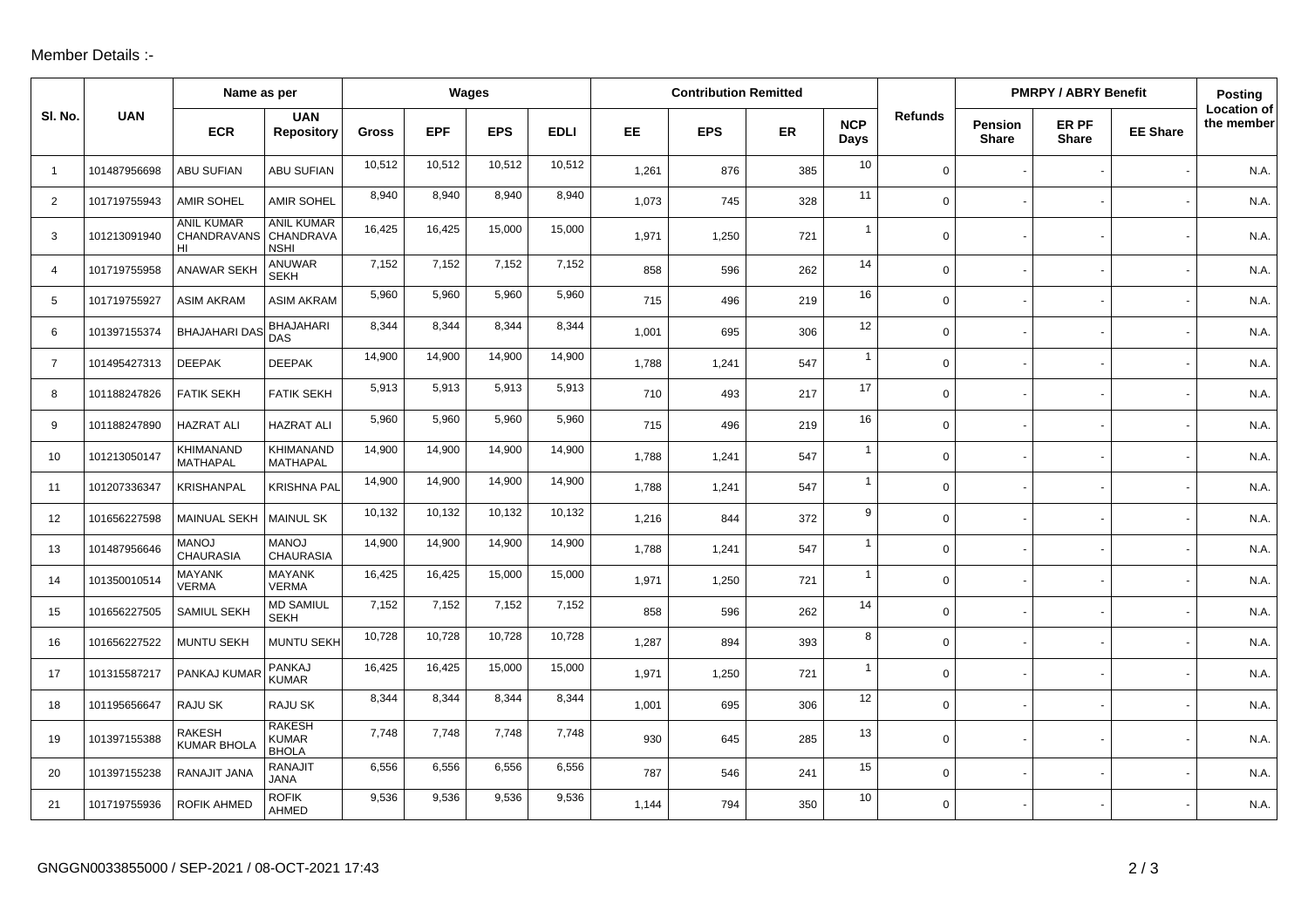Member Details :-

| Sl. No. | UAN | Name as per | | Wages | | | | Contribution Remitted | | | | Refunds | PMRPY / ABRY Benefit | | | Posting Location of the member |
|---|---|---|---|---|---|---|---|---|---|---|---|---|---|---|---|---|
| | | ECR | UAN Repository | Gross | EPF | EPS | EDLI | EE | EPS | ER | NCP Days | | Pension Share | ER PF Share | EE Share | |
| 1 | 101487956698 | ABU SUFIAN | ABU SUFIAN | 10,512 | 10,512 | 10,512 | 10,512 | 1,261 | 876 | 385 | 10 | 0 | - | - | - | N.A. |
| 2 | 101719755943 | AMIR SOHEL | AMIR SOHEL | 8,940 | 8,940 | 8,940 | 8,940 | 1,073 | 745 | 328 | 11 | 0 | - | - | - | N.A. |
| 3 | 101213091940 | ANIL KUMAR CHANDRAVANSHI | ANIL KUMAR CHANDRAVANSHI | 16,425 | 16,425 | 15,000 | 15,000 | 1,971 | 1,250 | 721 | 1 | 0 | - | - | - | N.A. |
| 4 | 101719755958 | ANAWAR SEKH | ANUWAR SEKH | 7,152 | 7,152 | 7,152 | 7,152 | 858 | 596 | 262 | 14 | 0 | - | - | - | N.A. |
| 5 | 101719755927 | ASIM AKRAM | ASIM AKRAM | 5,960 | 5,960 | 5,960 | 5,960 | 715 | 496 | 219 | 16 | 0 | - | - | - | N.A. |
| 6 | 101397155374 | BHAJAHARI DAS | BHAJAHARI DAS | 8,344 | 8,344 | 8,344 | 8,344 | 1,001 | 695 | 306 | 12 | 0 | - | - | - | N.A. |
| 7 | 101495427313 | DEEPAK | DEEPAK | 14,900 | 14,900 | 14,900 | 14,900 | 1,788 | 1,241 | 547 | 1 | 0 | - | - | - | N.A. |
| 8 | 101188247826 | FATIK SEKH | FATIK SEKH | 5,913 | 5,913 | 5,913 | 5,913 | 710 | 493 | 217 | 17 | 0 | - | - | - | N.A. |
| 9 | 101188247890 | HAZRAT ALI | HAZRAT ALI | 5,960 | 5,960 | 5,960 | 5,960 | 715 | 496 | 219 | 16 | 0 | - | - | - | N.A. |
| 10 | 101213050147 | KHIMANAND MATHAPAL | KHIMANAND MATHAPAL | 14,900 | 14,900 | 14,900 | 14,900 | 1,788 | 1,241 | 547 | 1 | 0 | - | - | - | N.A. |
| 11 | 101207336347 | KRISHANPAL | KRISHNA PAL | 14,900 | 14,900 | 14,900 | 14,900 | 1,788 | 1,241 | 547 | 1 | 0 | - | - | - | N.A. |
| 12 | 101656227598 | MAINUAL SEKH | MAINUL SK | 10,132 | 10,132 | 10,132 | 10,132 | 1,216 | 844 | 372 | 9 | 0 | - | - | - | N.A. |
| 13 | 101487956646 | MANOJ CHAURASIA | MANOJ CHAURASIA | 14,900 | 14,900 | 14,900 | 14,900 | 1,788 | 1,241 | 547 | 1 | 0 | - | - | - | N.A. |
| 14 | 101350010514 | MAYANK VERMA | MAYANK VERMA | 16,425 | 16,425 | 15,000 | 15,000 | 1,971 | 1,250 | 721 | 1 | 0 | - | - | - | N.A. |
| 15 | 101656227505 | SAMIUL SEKH | MD SAMIUL SEKH | 7,152 | 7,152 | 7,152 | 7,152 | 858 | 596 | 262 | 14 | 0 | - | - | - | N.A. |
| 16 | 101656227522 | MUNTU SEKH | MUNTU SEKH | 10,728 | 10,728 | 10,728 | 10,728 | 1,287 | 894 | 393 | 8 | 0 | - | - | - | N.A. |
| 17 | 101315587217 | PANKAJ KUMAR | PANKAJ KUMAR | 16,425 | 16,425 | 15,000 | 15,000 | 1,971 | 1,250 | 721 | 1 | 0 | - | - | - | N.A. |
| 18 | 101195656647 | RAJU SK | RAJU SK | 8,344 | 8,344 | 8,344 | 8,344 | 1,001 | 695 | 306 | 12 | 0 | - | - | - | N.A. |
| 19 | 101397155388 | RAKESH KUMAR BHOLA | RAKESH KUMAR BHOLA | 7,748 | 7,748 | 7,748 | 7,748 | 930 | 645 | 285 | 13 | 0 | - | - | - | N.A. |
| 20 | 101397155238 | RANAJIT JANA | RANAJIT JANA | 6,556 | 6,556 | 6,556 | 6,556 | 787 | 546 | 241 | 15 | 0 | - | - | - | N.A. |
| 21 | 101719755936 | ROFIK AHMED | ROFIK AHMED | 9,536 | 9,536 | 9,536 | 9,536 | 1,144 | 794 | 350 | 10 | 0 | - | - | - | N.A. |

GNGGN0033855000 / SEP-2021 / 08-OCT-2021 17:43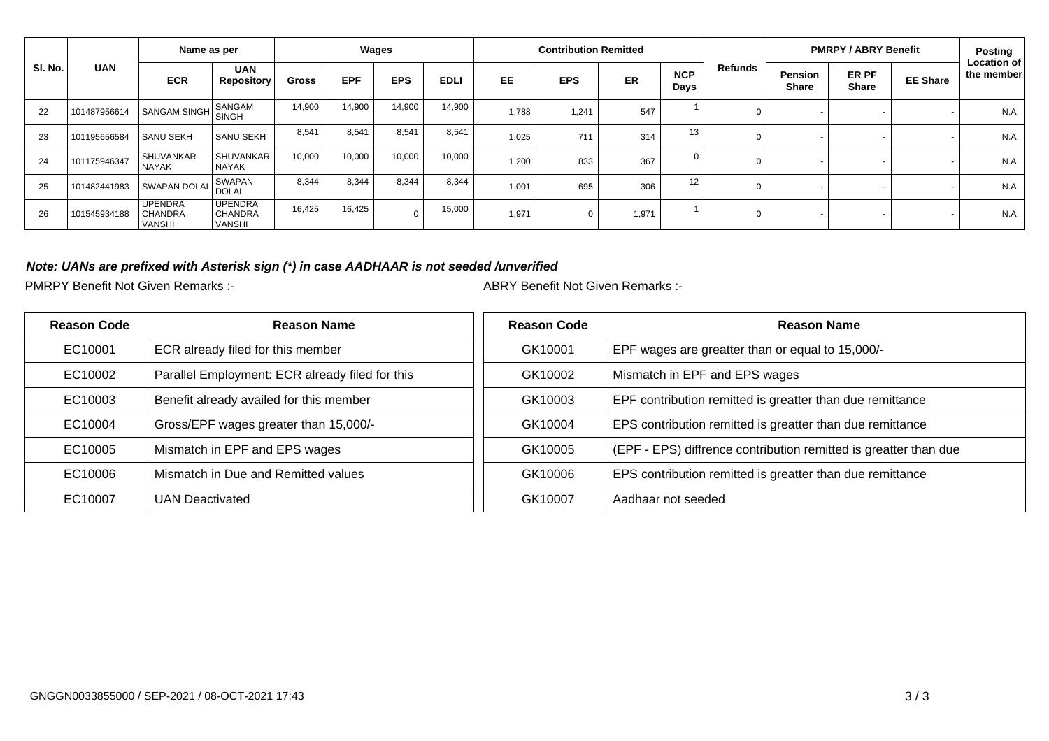| Sl. No. | UAN | Name as per | | Wages | | | | Contribution Remitted | | | | Refunds | PMRPY / ABRY Benefit | | | Posting Location of the member |
|---|---|---|---|---|---|---|---|---|---|---|---|---|---|---|---|---|
| | | ECR | UAN Repository | Gross | EPF | EPS | EDLI | EE | EPS | ER | NCP Days | | Pension Share | ER PF Share | EE Share | |
| 22 | 101487956614 | SANGAM SINGH | SANGAM SINGH | 14,900 | 14,900 | 14,900 | 14,900 | 1,788 | 1,241 | 547 | 1 | 0 | - | - | - | N.A. |
| 23 | 101195656584 | SANU SEKH | SANU SEKH | 8,541 | 8,541 | 8,541 | 8,541 | 1,025 | 711 | 314 | 13 | 0 | - | - | - | N.A. |
| 24 | 101175946347 | SHUVANKAR NAYAK | SHUVANKAR NAYAK | 10,000 | 10,000 | 10,000 | 10,000 | 1,200 | 833 | 367 | 0 | 0 | - | - | - | N.A. |
| 25 | 101482441983 | SWAPAN DOLAI | SWAPAN DOLAI | 8,344 | 8,344 | 8,344 | 8,344 | 1,001 | 695 | 306 | 12 | 0 | - | - | - | N.A. |
| 26 | 101545934188 | UPENDRA CHANDRA VANSHI | UPENDRA CHANDRA VANSHI | 16,425 | 16,425 | 0 | 15,000 | 1,971 | 0 | 1,971 | 1 | 0 | - | - | - | N.A. |

***Note: UANs are prefixed with Asterisk sign (*) in case AADHAAR is not seeded /unverified***

PMRPY Benefit Not Given Remarks :-

| Reason Code | Reason Name |
|---|---|
| EC10001 | ECR already filed for this member |
| EC10002 | Parallel Employment: ECR already filed for this |
| EC10003 | Benefit already availed for this member |
| EC10004 | Gross/EPF wages greater than 15,000/- |
| EC10005 | Mismatch in EPF and EPS wages |
| EC10006 | Mismatch in Due and Remitted values |
| EC10007 | UAN Deactivated |

ABRY Benefit Not Given Remarks :-

| Reason Code | Reason Name |
|---|---|
| GK10001 | EPF wages are greatter than or equal to 15,000/- |
| GK10002 | Mismatch in EPF and EPS wages |
| GK10003 | EPF contribution remitted is greatter than due remittance |
| GK10004 | EPS contribution remitted is greatter than due remittance |
| GK10005 | (EPF - EPS) diffrence contribution remitted is greatter than due |
| GK10006 | EPS contribution remitted is greatter than due remittance |
| GK10007 | Aadhaar not seeded |

GNGGN0033855000 / SEP-2021 / 08-OCT-2021 17:43